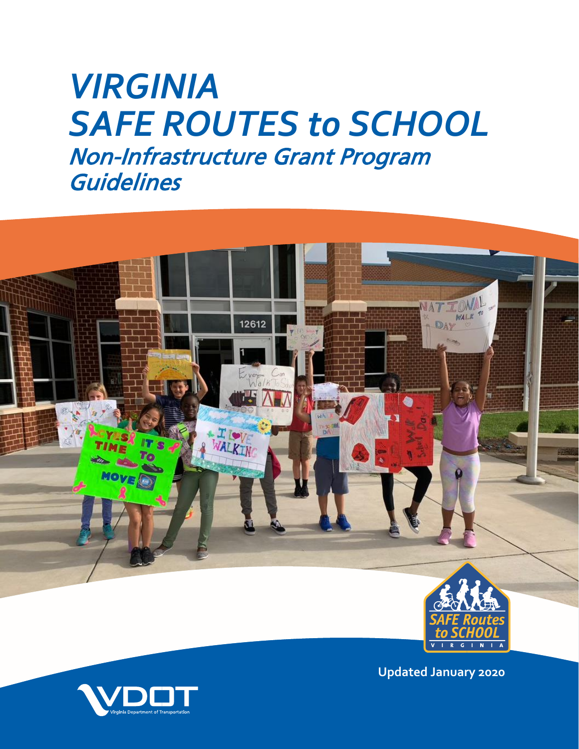# VIRGINIA SAFE ROUTES to SCHOOL

## Non-Infrastructure Grant Program Guidelines

Updated January 2020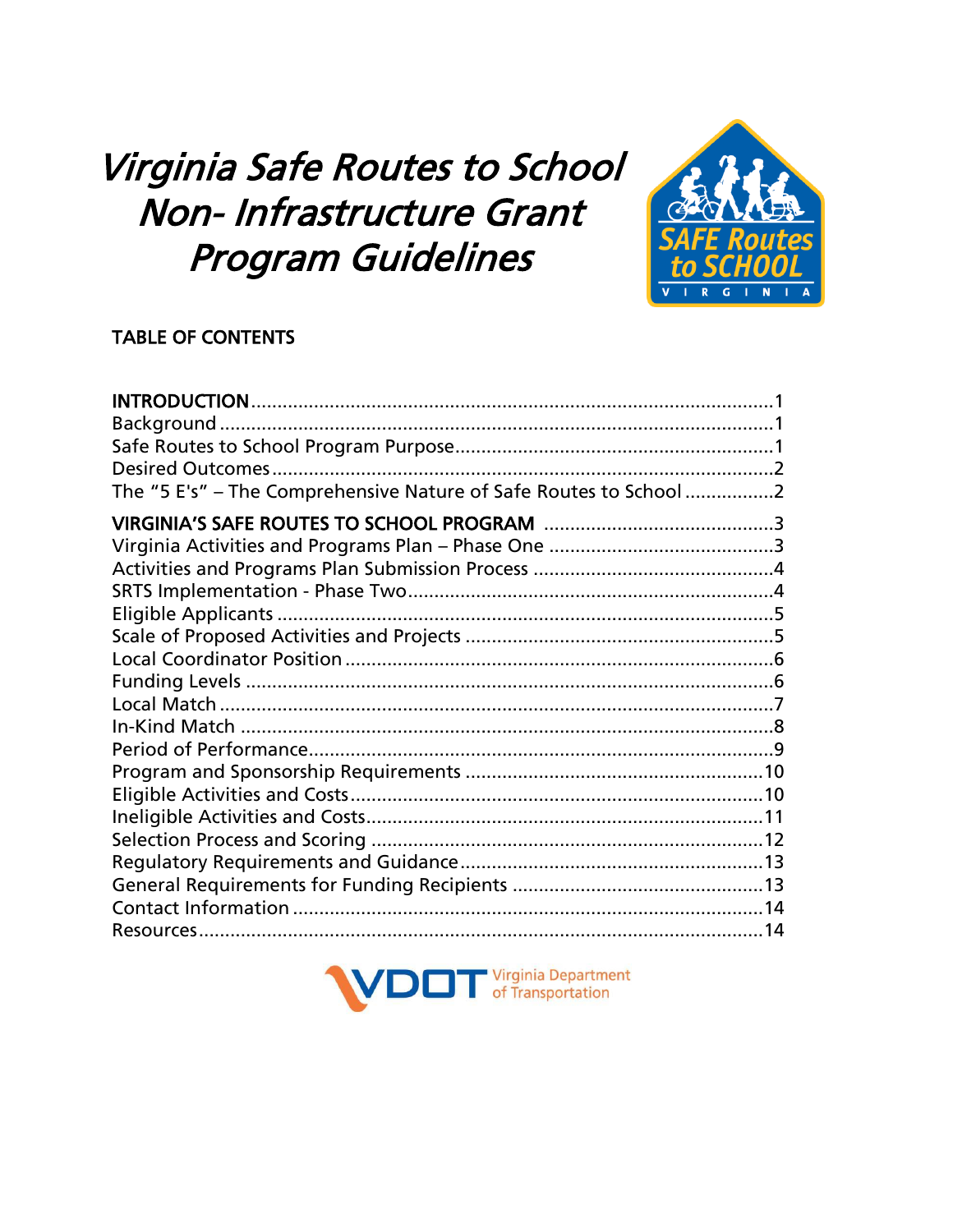# Virginia Safe Routes to School Non- Infrastructure Grant Program Guidelines

## TABLE OF CONTENTS

**INTRODUCTION**....................................................................................1
Background..........................................................................................1
Safe Routes to School Program Purpose..............................................1
Desired Outcomes................................................................................2
The "5 E's" – The Comprehensive Nature of Safe Routes to School.................2

**VIRGINIA'S SAFE ROUTES TO SCHOOL PROGRAM**...........................................3
Virginia Activities and Programs Plan – Phase One.......................................3
Activities and Programs Plan Submission Process........................................4
SRTS Implementation - Phase Two.......................................................4
Eligible Applicants...................................................................................5
Scale of Proposed Activities and Projects...................................................5
Local Coordinator Position.........................................................................6
Funding Levels.......................................................................................6
Local Match...........................................................................................7
In-Kind Match.........................................................................................8
Period of Performance...............................................................................9
Program and Sponsorship Requirements..................................................10
Eligible Activities and Costs......................................................................10
Ineligible Activities and Costs....................................................................11
Selection Process and Scoring....................................................................12
Regulatory Requirements and Guidance....................................................13
General Requirements for Funding Recipients............................................13
Contact Information................................................................................14
Resources.............................................................................................14

VDOT Virginia Department of Transportation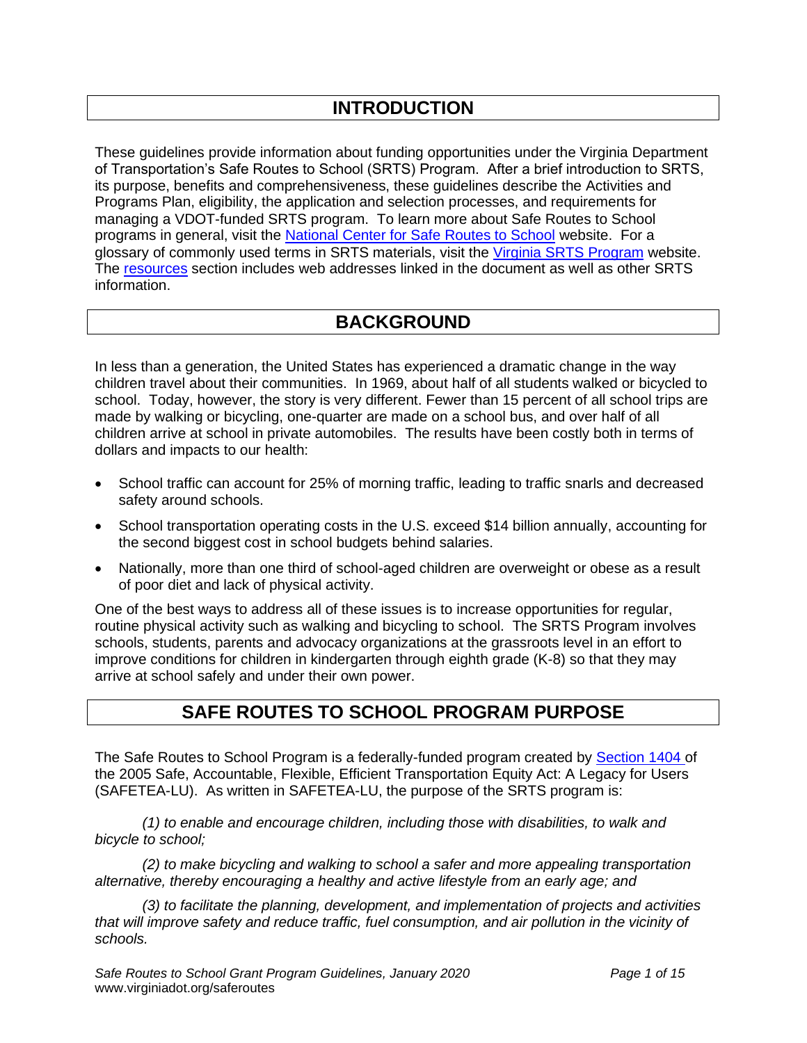# INTRODUCTION

These guidelines provide information about funding opportunities under the Virginia Department of Transportation's Safe Routes to School (SRTS) Program. After a brief introduction to SRTS, its purpose, benefits and comprehensiveness, these guidelines describe the Activities and Programs Plan, eligibility, the application and selection processes, and requirements for managing a VDOT-funded SRTS program. To learn more about Safe Routes to School programs in general, visit the National Center for Safe Routes to School website. For a glossary of commonly used terms in SRTS materials, visit the Virginia SRTS Program website. The resources section includes web addresses linked in the document as well as other SRTS information.

# BACKGROUND

In less than a generation, the United States has experienced a dramatic change in the way children travel about their communities. In 1969, about half of all students walked or bicycled to school. Today, however, the story is very different. Fewer than 15 percent of all school trips are made by walking or bicycling, one-quarter are made on a school bus, and over half of all children arrive at school in private automobiles. The results have been costly both in terms of dollars and impacts to our health:

- School traffic can account for 25% of morning traffic, leading to traffic snarls and decreased safety around schools.
- School transportation operating costs in the U.S. exceed $14 billion annually, accounting for the second biggest cost in school budgets behind salaries.
- Nationally, more than one third of school-aged children are overweight or obese as a result of poor diet and lack of physical activity.

One of the best ways to address all of these issues is to increase opportunities for regular, routine physical activity such as walking and bicycling to school. The SRTS Program involves schools, students, parents and advocacy organizations at the grassroots level in an effort to improve conditions for children in kindergarten through eighth grade (K-8) so that they may arrive at school safely and under their own power.

# SAFE ROUTES TO SCHOOL PROGRAM PURPOSE

The Safe Routes to School Program is a federally-funded program created by Section 1404 of the 2005 Safe, Accountable, Flexible, Efficient Transportation Equity Act: A Legacy for Users (SAFETEA-LU). As written in SAFETEA-LU, the purpose of the SRTS program is:

*(1) to enable and encourage children, including those with disabilities, to walk and bicycle to school;*

*(2) to make bicycling and walking to school a safer and more appealing transportation alternative, thereby encouraging a healthy and active lifestyle from an early age; and*

*(3) to facilitate the planning, development, and implementation of projects and activities that will improve safety and reduce traffic, fuel consumption, and air pollution in the vicinity of schools.*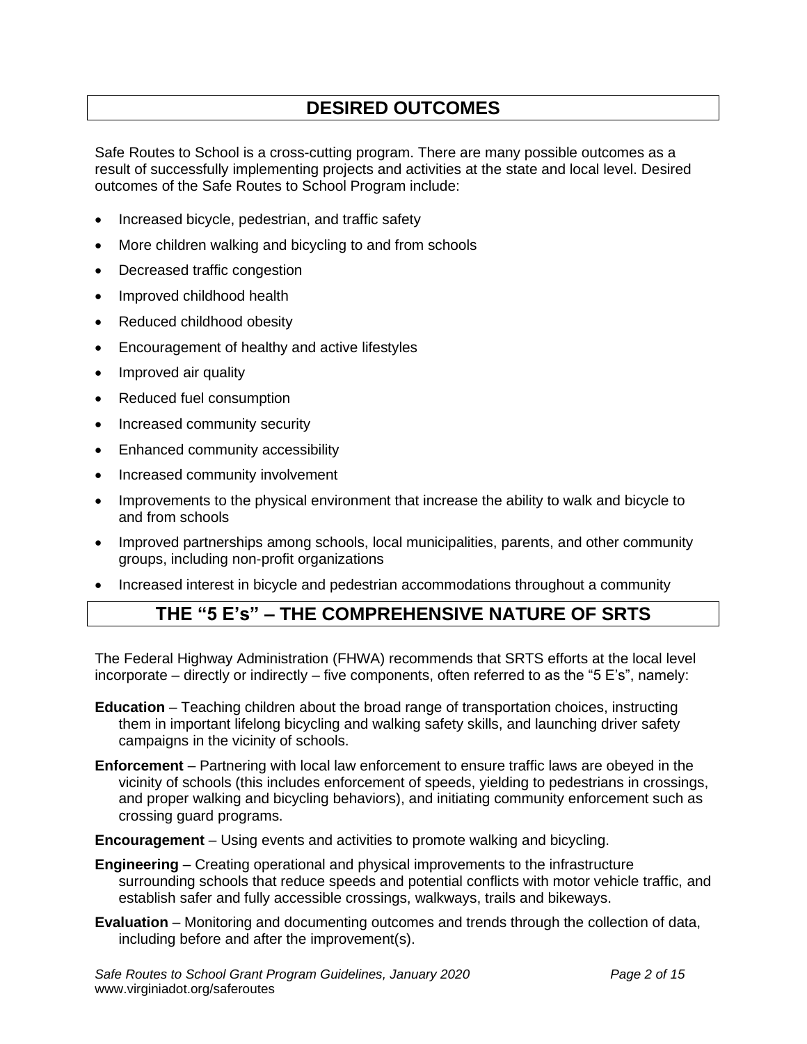## DESIRED OUTCOMES

Safe Routes to School is a cross-cutting program. There are many possible outcomes as a result of successfully implementing projects and activities at the state and local level. Desired outcomes of the Safe Routes to School Program include:

- Increased bicycle, pedestrian, and traffic safety
- More children walking and bicycling to and from schools
- Decreased traffic congestion
- Improved childhood health
- Reduced childhood obesity
- Encouragement of healthy and active lifestyles
- Improved air quality
- Reduced fuel consumption
- Increased community security
- Enhanced community accessibility
- Increased community involvement
- Improvements to the physical environment that increase the ability to walk and bicycle to and from schools
- Improved partnerships among schools, local municipalities, parents, and other community groups, including non-profit organizations
- Increased interest in bicycle and pedestrian accommodations throughout a community

## THE "5 E's" – THE COMPREHENSIVE NATURE OF SRTS

The Federal Highway Administration (FHWA) recommends that SRTS efforts at the local level incorporate – directly or indirectly – five components, often referred to as the "5 E's", namely:

**Education** – Teaching children about the broad range of transportation choices, instructing them in important lifelong bicycling and walking safety skills, and launching driver safety campaigns in the vicinity of schools.

**Enforcement** – Partnering with local law enforcement to ensure traffic laws are obeyed in the vicinity of schools (this includes enforcement of speeds, yielding to pedestrians in crossings, and proper walking and bicycling behaviors), and initiating community enforcement such as crossing guard programs.

**Encouragement** – Using events and activities to promote walking and bicycling.

**Engineering** – Creating operational and physical improvements to the infrastructure surrounding schools that reduce speeds and potential conflicts with motor vehicle traffic, and establish safer and fully accessible crossings, walkways, trails and bikeways.

**Evaluation** – Monitoring and documenting outcomes and trends through the collection of data, including before and after the improvement(s).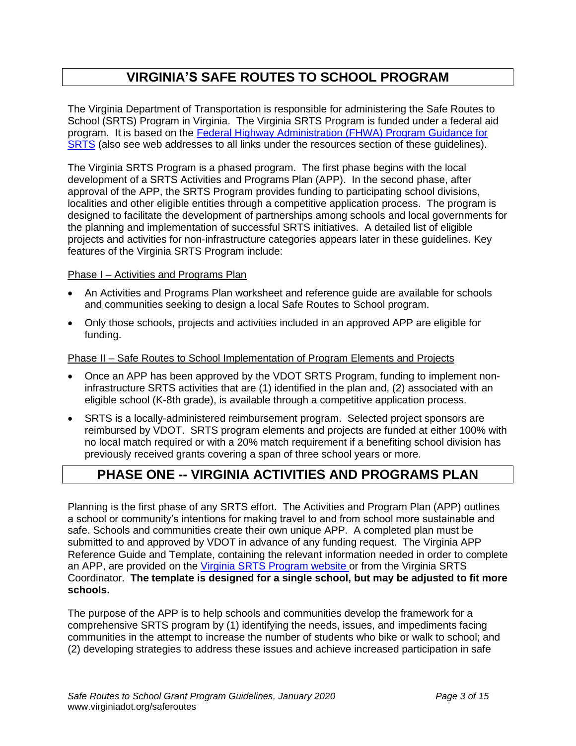## VIRGINIA'S SAFE ROUTES TO SCHOOL PROGRAM

The Virginia Department of Transportation is responsible for administering the Safe Routes to School (SRTS) Program in Virginia. The Virginia SRTS Program is funded under a federal aid program. It is based on the Federal Highway Administration (FHWA) Program Guidance for SRTS (also see web addresses to all links under the resources section of these guidelines).

The Virginia SRTS Program is a phased program. The first phase begins with the local development of a SRTS Activities and Programs Plan (APP). In the second phase, after approval of the APP, the SRTS Program provides funding to participating school divisions, localities and other eligible entities through a competitive application process. The program is designed to facilitate the development of partnerships among schools and local governments for the planning and implementation of successful SRTS initiatives. A detailed list of eligible projects and activities for non-infrastructure categories appears later in these guidelines. Key features of the Virginia SRTS Program include:

Phase I – Activities and Programs Plan

- An Activities and Programs Plan worksheet and reference guide are available for schools and communities seeking to design a local Safe Routes to School program.
- Only those schools, projects and activities included in an approved APP are eligible for funding.

Phase II – Safe Routes to School Implementation of Program Elements and Projects

- Once an APP has been approved by the VDOT SRTS Program, funding to implement non-infrastructure SRTS activities that are (1) identified in the plan and, (2) associated with an eligible school (K-8th grade), is available through a competitive application process.
- SRTS is a locally-administered reimbursement program. Selected project sponsors are reimbursed by VDOT. SRTS program elements and projects are funded at either 100% with no local match required or with a 20% match requirement if a benefiting school division has previously received grants covering a span of three school years or more.

## PHASE ONE -- VIRGINIA ACTIVITIES AND PROGRAMS PLAN

Planning is the first phase of any SRTS effort. The Activities and Program Plan (APP) outlines a school or community's intentions for making travel to and from school more sustainable and safe. Schools and communities create their own unique APP. A completed plan must be submitted to and approved by VDOT in advance of any funding request. The Virginia APP Reference Guide and Template, containing the relevant information needed in order to complete an APP, are provided on the Virginia SRTS Program website or from the Virginia SRTS Coordinator. **The template is designed for a single school, but may be adjusted to fit more schools.**

The purpose of the APP is to help schools and communities develop the framework for a comprehensive SRTS program by (1) identifying the needs, issues, and impediments facing communities in the attempt to increase the number of students who bike or walk to school; and (2) developing strategies to address these issues and achieve increased participation in safe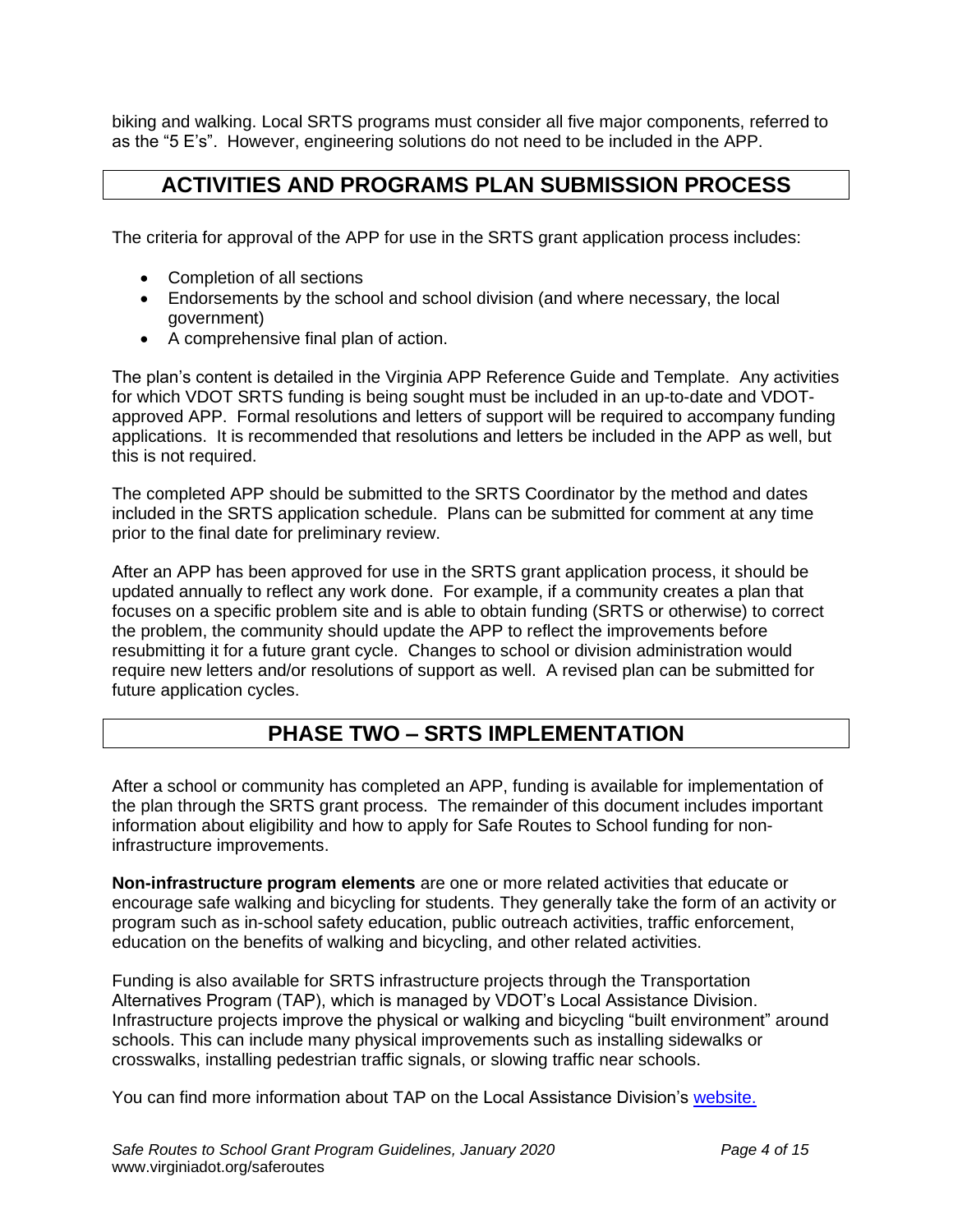biking and walking. Local SRTS programs must consider all five major components, referred to as the "5 E's". However, engineering solutions do not need to be included in the APP.

## ACTIVITIES AND PROGRAMS PLAN SUBMISSION PROCESS

The criteria for approval of the APP for use in the SRTS grant application process includes:

- Completion of all sections
- Endorsements by the school and school division (and where necessary, the local government)
- A comprehensive final plan of action.

The plan's content is detailed in the Virginia APP Reference Guide and Template. Any activities for which VDOT SRTS funding is being sought must be included in an up-to-date and VDOT-approved APP. Formal resolutions and letters of support will be required to accompany funding applications. It is recommended that resolutions and letters be included in the APP as well, but this is not required.

The completed APP should be submitted to the SRTS Coordinator by the method and dates included in the SRTS application schedule. Plans can be submitted for comment at any time prior to the final date for preliminary review.

After an APP has been approved for use in the SRTS grant application process, it should be updated annually to reflect any work done. For example, if a community creates a plan that focuses on a specific problem site and is able to obtain funding (SRTS or otherwise) to correct the problem, the community should update the APP to reflect the improvements before resubmitting it for a future grant cycle. Changes to school or division administration would require new letters and/or resolutions of support as well. A revised plan can be submitted for future application cycles.

## PHASE TWO – SRTS IMPLEMENTATION

After a school or community has completed an APP, funding is available for implementation of the plan through the SRTS grant process. The remainder of this document includes important information about eligibility and how to apply for Safe Routes to School funding for non-infrastructure improvements.

**Non-infrastructure program elements** are one or more related activities that educate or encourage safe walking and bicycling for students. They generally take the form of an activity or program such as in-school safety education, public outreach activities, traffic enforcement, education on the benefits of walking and bicycling, and other related activities.

Funding is also available for SRTS infrastructure projects through the Transportation Alternatives Program (TAP), which is managed by VDOT's Local Assistance Division. Infrastructure projects improve the physical or walking and bicycling "built environment" around schools. This can include many physical improvements such as installing sidewalks or crosswalks, installing pedestrian traffic signals, or slowing traffic near schools.

You can find more information about TAP on the Local Assistance Division's [website.](website.)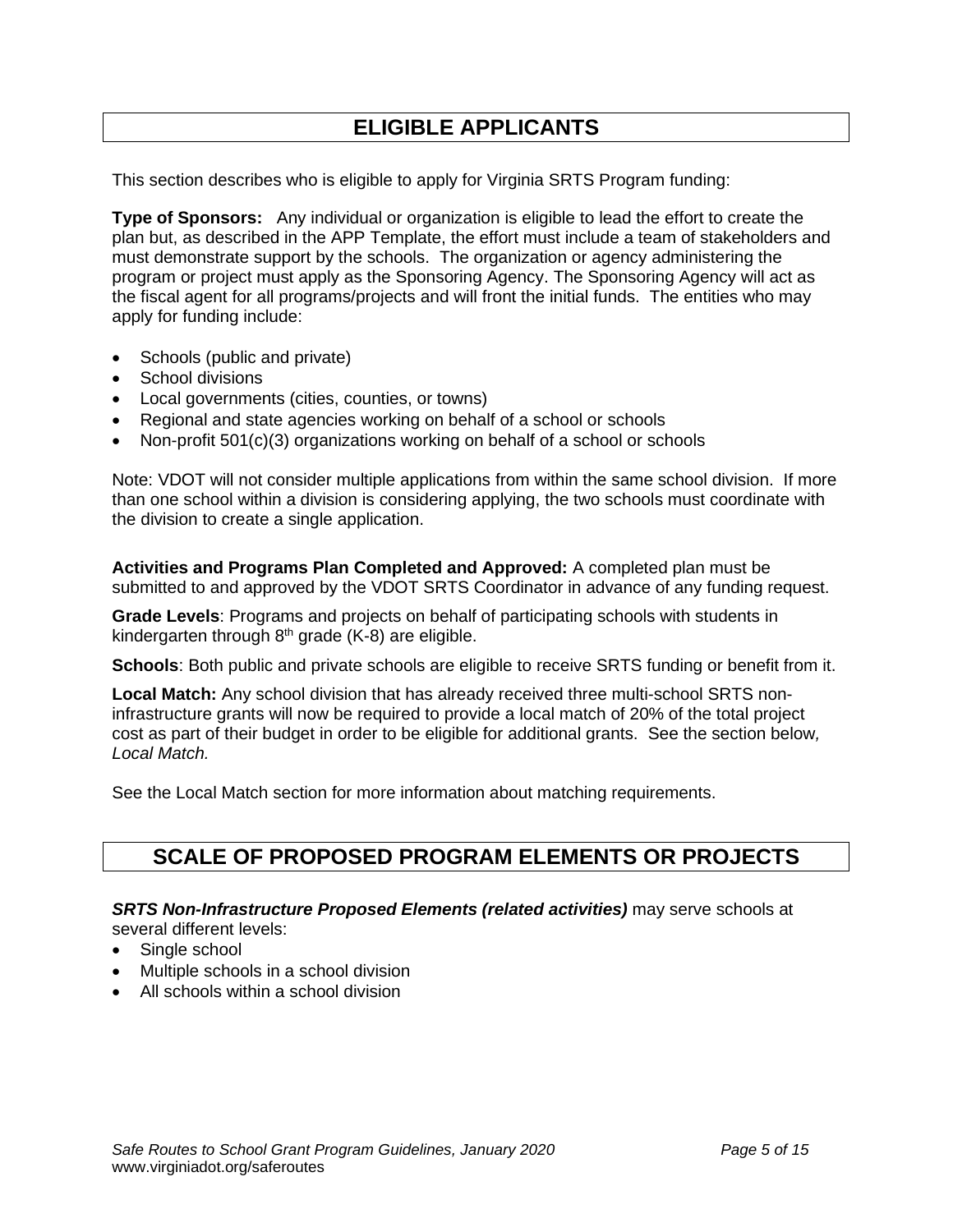# ELIGIBLE APPLICANTS

This section describes who is eligible to apply for Virginia SRTS Program funding:

**Type of Sponsors:** Any individual or organization is eligible to lead the effort to create the plan but, as described in the APP Template, the effort must include a team of stakeholders and must demonstrate support by the schools. The organization or agency administering the program or project must apply as the Sponsoring Agency. The Sponsoring Agency will act as the fiscal agent for all programs/projects and will front the initial funds. The entities who may apply for funding include:

- Schools (public and private)
- School divisions
- Local governments (cities, counties, or towns)
- Regional and state agencies working on behalf of a school or schools
- Non-profit 501(c)(3) organizations working on behalf of a school or schools

Note: VDOT will not consider multiple applications from within the same school division. If more than one school within a division is considering applying, the two schools must coordinate with the division to create a single application.

**Activities and Programs Plan Completed and Approved:** A completed plan must be submitted to and approved by the VDOT SRTS Coordinator in advance of any funding request.

**Grade Levels**: Programs and projects on behalf of participating schools with students in kindergarten through 8th grade (K-8) are eligible.

**Schools**: Both public and private schools are eligible to receive SRTS funding or benefit from it.

**Local Match:** Any school division that has already received three multi-school SRTS non-infrastructure grants will now be required to provide a local match of 20% of the total project cost as part of their budget in order to be eligible for additional grants. See the section below*, Local Match.*

See the Local Match section for more information about matching requirements.

# SCALE OF PROPOSED PROGRAM ELEMENTS OR PROJECTS

***SRTS Non-Infrastructure Proposed Elements (related activities)*** may serve schools at several different levels:

- Single school
- Multiple schools in a school division
- All schools within a school division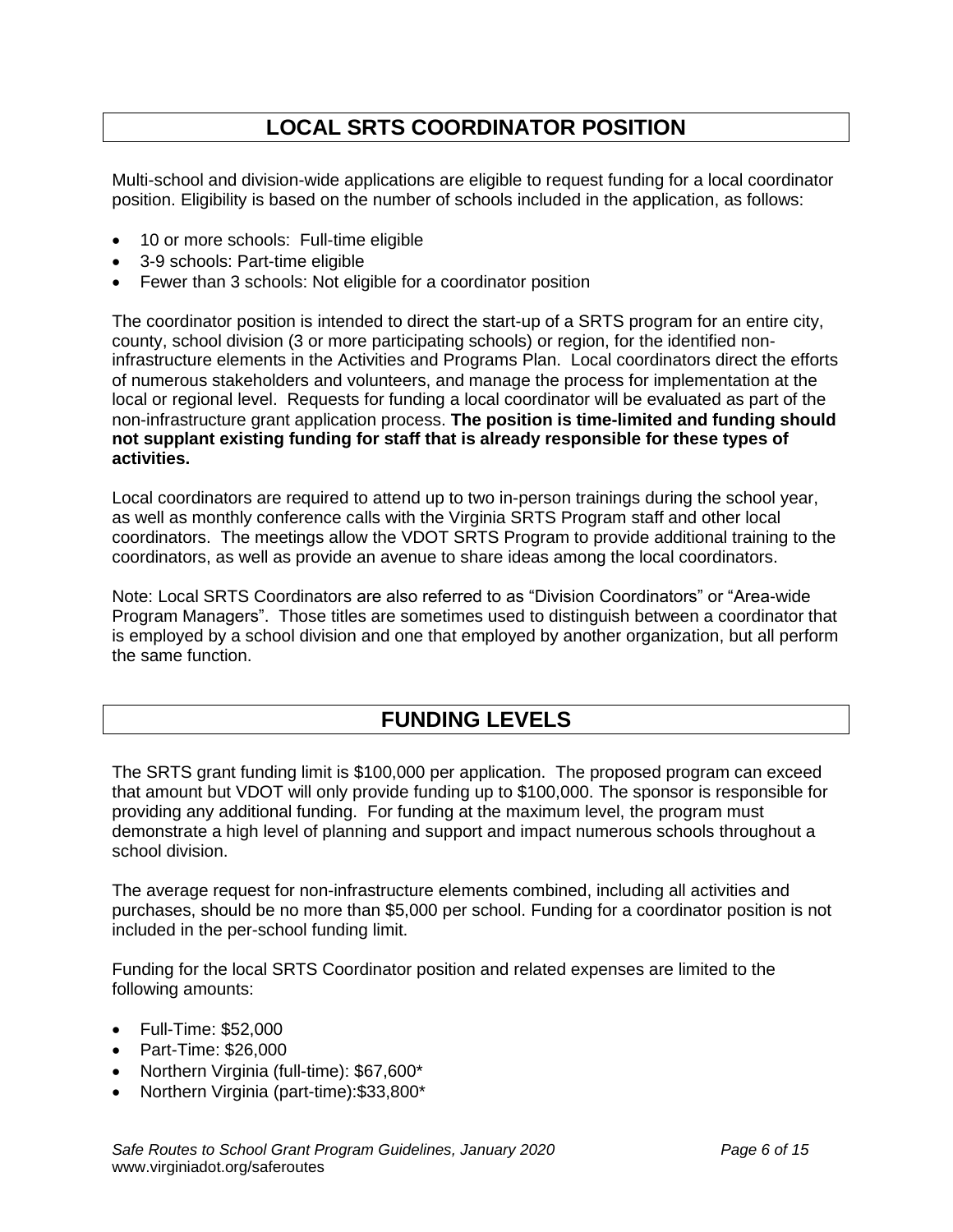## LOCAL SRTS COORDINATOR POSITION

Multi-school and division-wide applications are eligible to request funding for a local coordinator position. Eligibility is based on the number of schools included in the application, as follows:

- 10 or more schools: Full-time eligible
- 3-9 schools: Part-time eligible
- Fewer than 3 schools: Not eligible for a coordinator position

The coordinator position is intended to direct the start-up of a SRTS program for an entire city, county, school division (3 or more participating schools) or region, for the identified non-infrastructure elements in the Activities and Programs Plan. Local coordinators direct the efforts of numerous stakeholders and volunteers, and manage the process for implementation at the local or regional level. Requests for funding a local coordinator will be evaluated as part of the non-infrastructure grant application process. **The position is time-limited and funding should not supplant existing funding for staff that is already responsible for these types of activities.**

Local coordinators are required to attend up to two in-person trainings during the school year, as well as monthly conference calls with the Virginia SRTS Program staff and other local coordinators. The meetings allow the VDOT SRTS Program to provide additional training to the coordinators, as well as provide an avenue to share ideas among the local coordinators.

Note: Local SRTS Coordinators are also referred to as "Division Coordinators" or "Area-wide Program Managers". Those titles are sometimes used to distinguish between a coordinator that is employed by a school division and one that employed by another organization, but all perform the same function.

## FUNDING LEVELS

The SRTS grant funding limit is $100,000 per application. The proposed program can exceed that amount but VDOT will only provide funding up to $100,000. The sponsor is responsible for providing any additional funding. For funding at the maximum level, the program must demonstrate a high level of planning and support and impact numerous schools throughout a school division.

The average request for non-infrastructure elements combined, including all activities and purchases, should be no more than $5,000 per school. Funding for a coordinator position is not included in the per-school funding limit.

Funding for the local SRTS Coordinator position and related expenses are limited to the following amounts:

- Full-Time: $52,000
- Part-Time: $26,000
- Northern Virginia (full-time): $67,600*
- Northern Virginia (part-time):$33,800*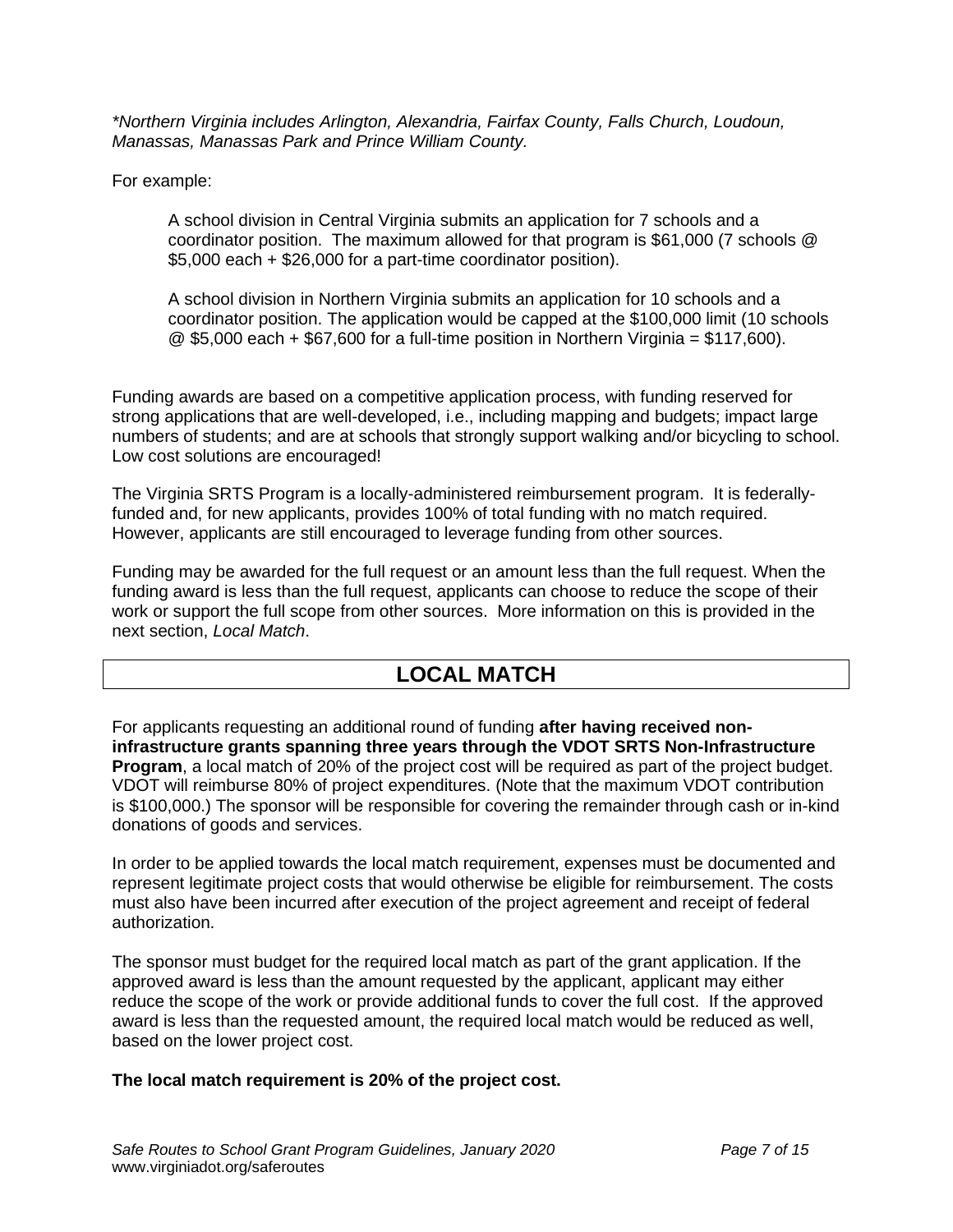*\*Northern Virginia includes Arlington, Alexandria, Fairfax County, Falls Church, Loudoun, Manassas, Manassas Park and Prince William County.*

For example:

> A school division in Central Virginia submits an application for 7 schools and a coordinator position. The maximum allowed for that program is $61,000 (7 schools @ $5,000 each + $26,000 for a part-time coordinator position).
>
> A school division in Northern Virginia submits an application for 10 schools and a coordinator position. The application would be capped at the $100,000 limit (10 schools @ $5,000 each + $67,600 for a full-time position in Northern Virginia = $117,600).

Funding awards are based on a competitive application process, with funding reserved for strong applications that are well-developed, i.e., including mapping and budgets; impact large numbers of students; and are at schools that strongly support walking and/or bicycling to school. Low cost solutions are encouraged!

The Virginia SRTS Program is a locally-administered reimbursement program. It is federally-funded and, for new applicants, provides 100% of total funding with no match required. However, applicants are still encouraged to leverage funding from other sources.

Funding may be awarded for the full request or an amount less than the full request. When the funding award is less than the full request, applicants can choose to reduce the scope of their work or support the full scope from other sources. More information on this is provided in the next section, *Local Match*.

## LOCAL MATCH

For applicants requesting an additional round of funding **after having received non-infrastructure grants spanning three years through the VDOT SRTS Non-Infrastructure Program**, a local match of 20% of the project cost will be required as part of the project budget. VDOT will reimburse 80% of project expenditures. (Note that the maximum VDOT contribution is $100,000.) The sponsor will be responsible for covering the remainder through cash or in-kind donations of goods and services.

In order to be applied towards the local match requirement, expenses must be documented and represent legitimate project costs that would otherwise be eligible for reimbursement. The costs must also have been incurred after execution of the project agreement and receipt of federal authorization.

The sponsor must budget for the required local match as part of the grant application. If the approved award is less than the amount requested by the applicant, applicant may either reduce the scope of the work or provide additional funds to cover the full cost. If the approved award is less than the requested amount, the required local match would be reduced as well, based on the lower project cost.

**The local match requirement is 20% of the project cost.**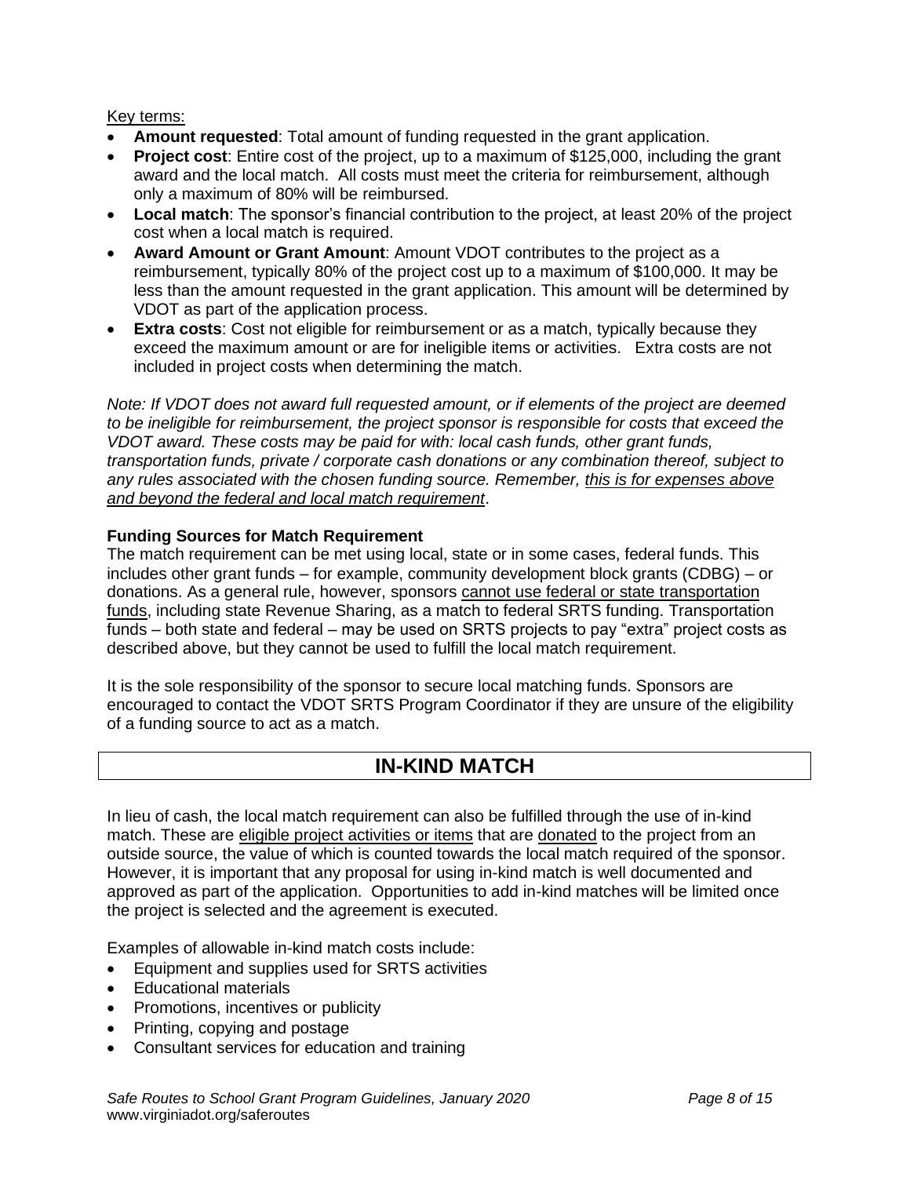Key terms:

- **Amount requested**: Total amount of funding requested in the grant application.
- **Project cost**: Entire cost of the project, up to a maximum of $125,000, including the grant award and the local match. All costs must meet the criteria for reimbursement, although only a maximum of 80% will be reimbursed.
- **Local match**: The sponsor's financial contribution to the project, at least 20% of the project cost when a local match is required.
- **Award Amount or Grant Amount**: Amount VDOT contributes to the project as a reimbursement, typically 80% of the project cost up to a maximum of $100,000. It may be less than the amount requested in the grant application. This amount will be determined by VDOT as part of the application process.
- **Extra costs**: Cost not eligible for reimbursement or as a match, typically because they exceed the maximum amount or are for ineligible items or activities. Extra costs are not included in project costs when determining the match.

*Note: If VDOT does not award full requested amount, or if elements of the project are deemed to be ineligible for reimbursement, the project sponsor is responsible for costs that exceed the VDOT award. These costs may be paid for with: local cash funds, other grant funds, transportation funds, private / corporate cash donations or any combination thereof, subject to any rules associated with the chosen funding source. Remember, this is for expenses above and beyond the federal and local match requirement*.

**Funding Sources for Match Requirement**

The match requirement can be met using local, state or in some cases, federal funds. This includes other grant funds – for example, community development block grants (CDBG) – or donations. As a general rule, however, sponsors cannot use federal or state transportation funds, including state Revenue Sharing, as a match to federal SRTS funding. Transportation funds – both state and federal – may be used on SRTS projects to pay "extra" project costs as described above, but they cannot be used to fulfill the local match requirement.

It is the sole responsibility of the sponsor to secure local matching funds. Sponsors are encouraged to contact the VDOT SRTS Program Coordinator if they are unsure of the eligibility of a funding source to act as a match.

## IN-KIND MATCH

In lieu of cash, the local match requirement can also be fulfilled through the use of in-kind match. These are eligible project activities or items that are donated to the project from an outside source, the value of which is counted towards the local match required of the sponsor. However, it is important that any proposal for using in-kind match is well documented and approved as part of the application. Opportunities to add in-kind matches will be limited once the project is selected and the agreement is executed.

Examples of allowable in-kind match costs include:

- Equipment and supplies used for SRTS activities
- Educational materials
- Promotions, incentives or publicity
- Printing, copying and postage
- Consultant services for education and training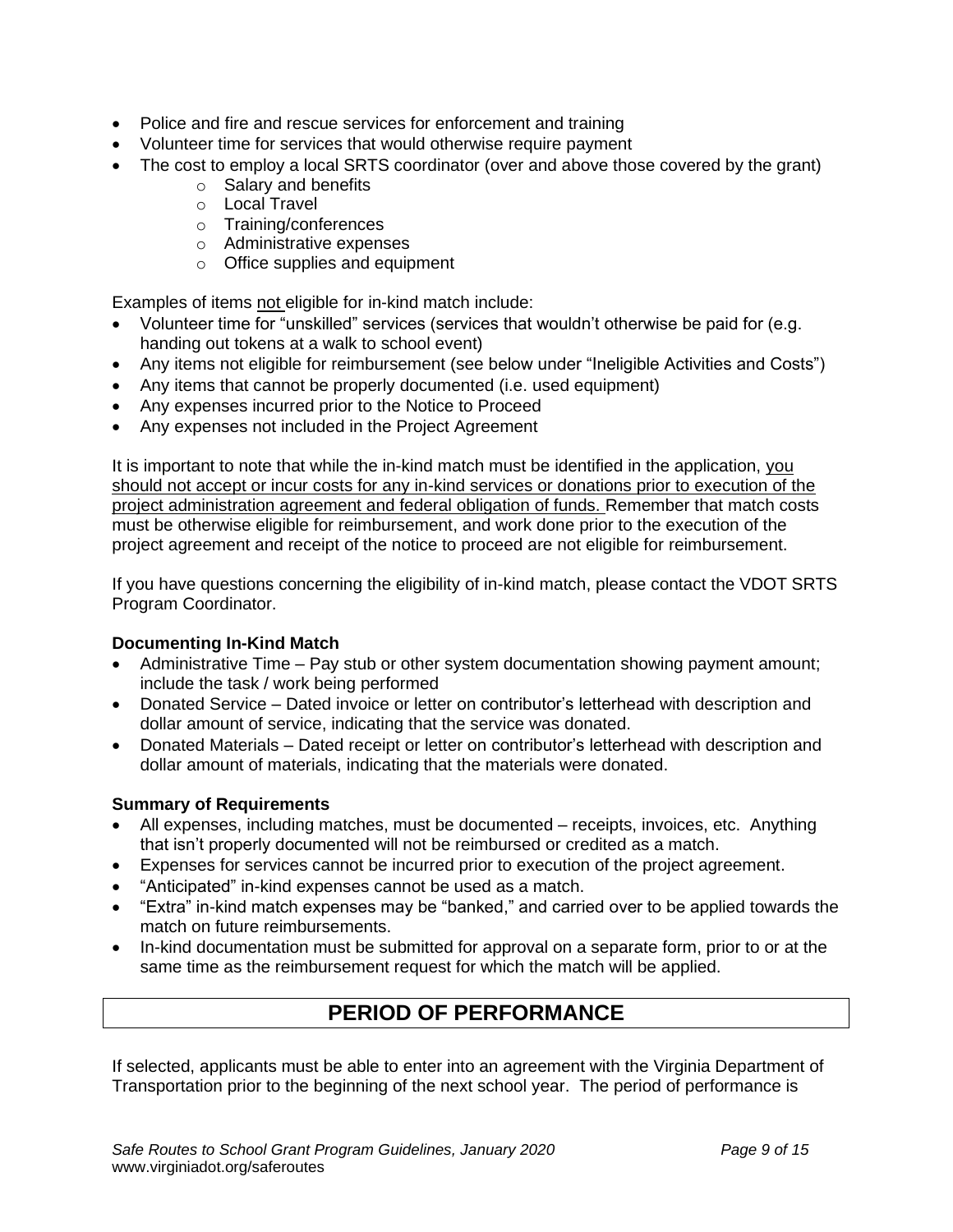- Police and fire and rescue services for enforcement and training
- Volunteer time for services that would otherwise require payment
- The cost to employ a local SRTS coordinator (over and above those covered by the grant)
  - Salary and benefits
  - Local Travel
  - Training/conferences
  - Administrative expenses
  - Office supplies and equipment

Examples of items <u>not</u> eligible for in-kind match include:

- Volunteer time for "unskilled" services (services that wouldn't otherwise be paid for (e.g. handing out tokens at a walk to school event)
- Any items not eligible for reimbursement (see below under "Ineligible Activities and Costs")
- Any items that cannot be properly documented (i.e. used equipment)
- Any expenses incurred prior to the Notice to Proceed
- Any expenses not included in the Project Agreement

It is important to note that while the in-kind match must be identified in the application, <u>you should not accept or incur costs for any in-kind services or donations prior to execution of the project administration agreement and federal obligation of funds.</u> Remember that match costs must be otherwise eligible for reimbursement, and work done prior to the execution of the project agreement and receipt of the notice to proceed are not eligible for reimbursement.

If you have questions concerning the eligibility of in-kind match, please contact the VDOT SRTS Program Coordinator.

**Documenting In-Kind Match**

- Administrative Time – Pay stub or other system documentation showing payment amount; include the task / work being performed
- Donated Service – Dated invoice or letter on contributor's letterhead with description and dollar amount of service, indicating that the service was donated.
- Donated Materials – Dated receipt or letter on contributor's letterhead with description and dollar amount of materials, indicating that the materials were donated.

**Summary of Requirements**

- All expenses, including matches, must be documented – receipts, invoices, etc. Anything that isn't properly documented will not be reimbursed or credited as a match.
- Expenses for services cannot be incurred prior to execution of the project agreement.
- "Anticipated" in-kind expenses cannot be used as a match.
- "Extra" in-kind match expenses may be "banked," and carried over to be applied towards the match on future reimbursements.
- In-kind documentation must be submitted for approval on a separate form, prior to or at the same time as the reimbursement request for which the match will be applied.

## PERIOD OF PERFORMANCE

If selected, applicants must be able to enter into an agreement with the Virginia Department of Transportation prior to the beginning of the next school year. The period of performance is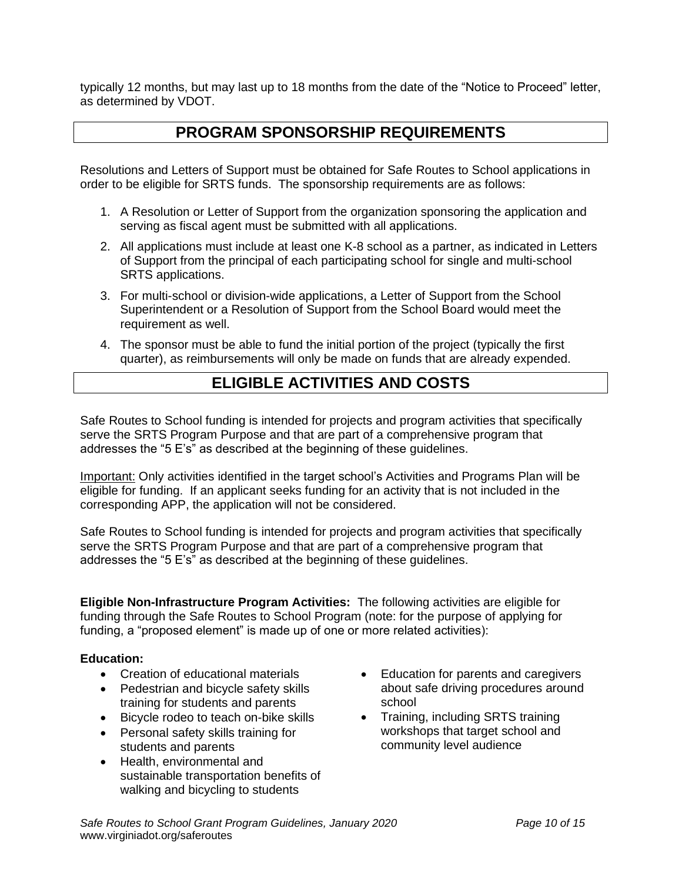typically 12 months, but may last up to 18 months from the date of the "Notice to Proceed" letter, as determined by VDOT.

## PROGRAM SPONSORSHIP REQUIREMENTS

Resolutions and Letters of Support must be obtained for Safe Routes to School applications in order to be eligible for SRTS funds. The sponsorship requirements are as follows:

1. A Resolution or Letter of Support from the organization sponsoring the application and serving as fiscal agent must be submitted with all applications.
2. All applications must include at least one K-8 school as a partner, as indicated in Letters of Support from the principal of each participating school for single and multi-school SRTS applications.
3. For multi-school or division-wide applications, a Letter of Support from the School Superintendent or a Resolution of Support from the School Board would meet the requirement as well.
4. The sponsor must be able to fund the initial portion of the project (typically the first quarter), as reimbursements will only be made on funds that are already expended.

## ELIGIBLE ACTIVITIES AND COSTS

Safe Routes to School funding is intended for projects and program activities that specifically serve the SRTS Program Purpose and that are part of a comprehensive program that addresses the "5 E's" as described at the beginning of these guidelines.

Important: Only activities identified in the target school's Activities and Programs Plan will be eligible for funding. If an applicant seeks funding for an activity that is not included in the corresponding APP, the application will not be considered.

Safe Routes to School funding is intended for projects and program activities that specifically serve the SRTS Program Purpose and that are part of a comprehensive program that addresses the "5 E's" as described at the beginning of these guidelines.

**Eligible Non-Infrastructure Program Activities:** The following activities are eligible for funding through the Safe Routes to School Program (note: for the purpose of applying for funding, a "proposed element" is made up of one or more related activities):

**Education:**

- Creation of educational materials
- Pedestrian and bicycle safety skills training for students and parents
- Bicycle rodeo to teach on-bike skills
- Personal safety skills training for students and parents
- Health, environmental and sustainable transportation benefits of walking and bicycling to students
- Education for parents and caregivers about safe driving procedures around school
- Training, including SRTS training workshops that target school and community level audience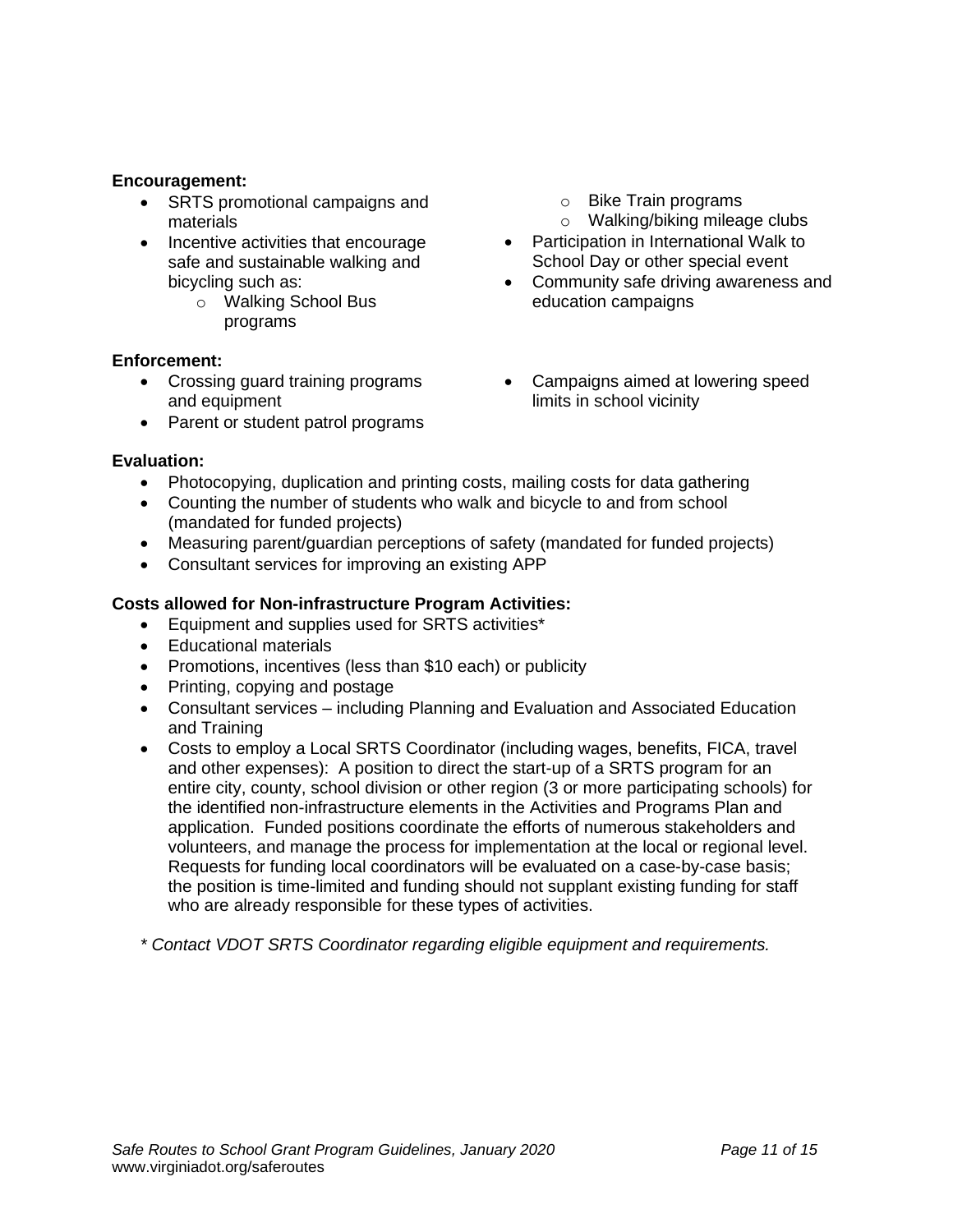**Encouragement:**

- SRTS promotional campaigns and materials
- Incentive activities that encourage safe and sustainable walking and bicycling such as:
  - Walking School Bus programs
  - Bike Train programs
  - Walking/biking mileage clubs
- Participation in International Walk to School Day or other special event
- Community safe driving awareness and education campaigns

**Enforcement:**

- Crossing guard training programs and equipment
- Parent or student patrol programs
- Campaigns aimed at lowering speed limits in school vicinity

**Evaluation:**

- Photocopying, duplication and printing costs, mailing costs for data gathering
- Counting the number of students who walk and bicycle to and from school (mandated for funded projects)
- Measuring parent/guardian perceptions of safety (mandated for funded projects)
- Consultant services for improving an existing APP

**Costs allowed for Non-infrastructure Program Activities:**

- Equipment and supplies used for SRTS activities*
- Educational materials
- Promotions, incentives (less than $10 each) or publicity
- Printing, copying and postage
- Consultant services – including Planning and Evaluation and Associated Education and Training
- Costs to employ a Local SRTS Coordinator (including wages, benefits, FICA, travel and other expenses): A position to direct the start-up of a SRTS program for an entire city, county, school division or other region (3 or more participating schools) for the identified non-infrastructure elements in the Activities and Programs Plan and application. Funded positions coordinate the efforts of numerous stakeholders and volunteers, and manage the process for implementation at the local or regional level. Requests for funding local coordinators will be evaluated on a case-by-case basis; the position is time-limited and funding should not supplant existing funding for staff who are already responsible for these types of activities.

*\* Contact VDOT SRTS Coordinator regarding eligible equipment and requirements.*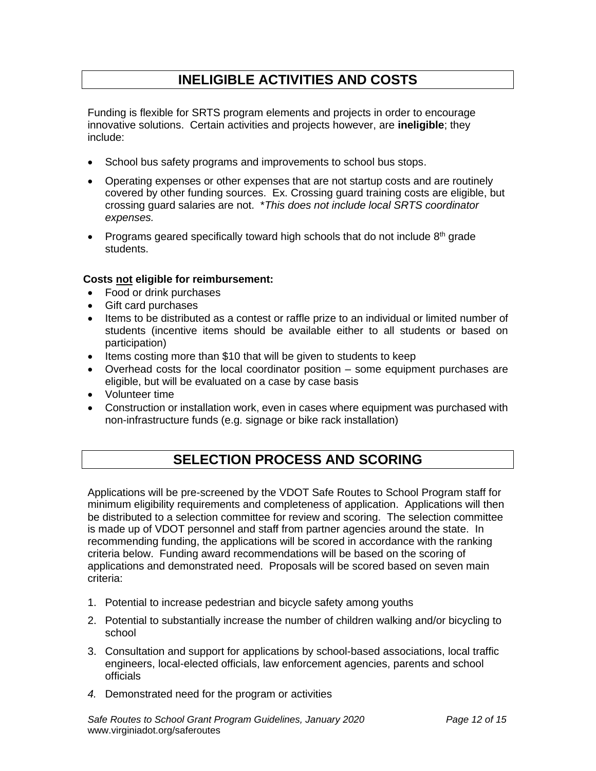## INELIGIBLE ACTIVITIES AND COSTS

Funding is flexible for SRTS program elements and projects in order to encourage innovative solutions. Certain activities and projects however, are **ineligible**; they include:

- School bus safety programs and improvements to school bus stops.
- Operating expenses or other expenses that are not startup costs and are routinely covered by other funding sources. Ex. Crossing guard training costs are eligible, but crossing guard salaries are not. **This does not include local SRTS coordinator expenses.*
- Programs geared specifically toward high schools that do not include 8th grade students.

**Costs not eligible for reimbursement:**

- Food or drink purchases
- Gift card purchases
- Items to be distributed as a contest or raffle prize to an individual or limited number of students (incentive items should be available either to all students or based on participation)
- Items costing more than $10 that will be given to students to keep
- Overhead costs for the local coordinator position – some equipment purchases are eligible, but will be evaluated on a case by case basis
- Volunteer time
- Construction or installation work, even in cases where equipment was purchased with non-infrastructure funds (e.g. signage or bike rack installation)

## SELECTION PROCESS AND SCORING

Applications will be pre-screened by the VDOT Safe Routes to School Program staff for minimum eligibility requirements and completeness of application. Applications will then be distributed to a selection committee for review and scoring. The selection committee is made up of VDOT personnel and staff from partner agencies around the state. In recommending funding, the applications will be scored in accordance with the ranking criteria below. Funding award recommendations will be based on the scoring of applications and demonstrated need. Proposals will be scored based on seven main criteria:

1. Potential to increase pedestrian and bicycle safety among youths
2. Potential to substantially increase the number of children walking and/or bicycling to school
3. Consultation and support for applications by school-based associations, local traffic engineers, local-elected officials, law enforcement agencies, parents and school officials
4. Demonstrated need for the program or activities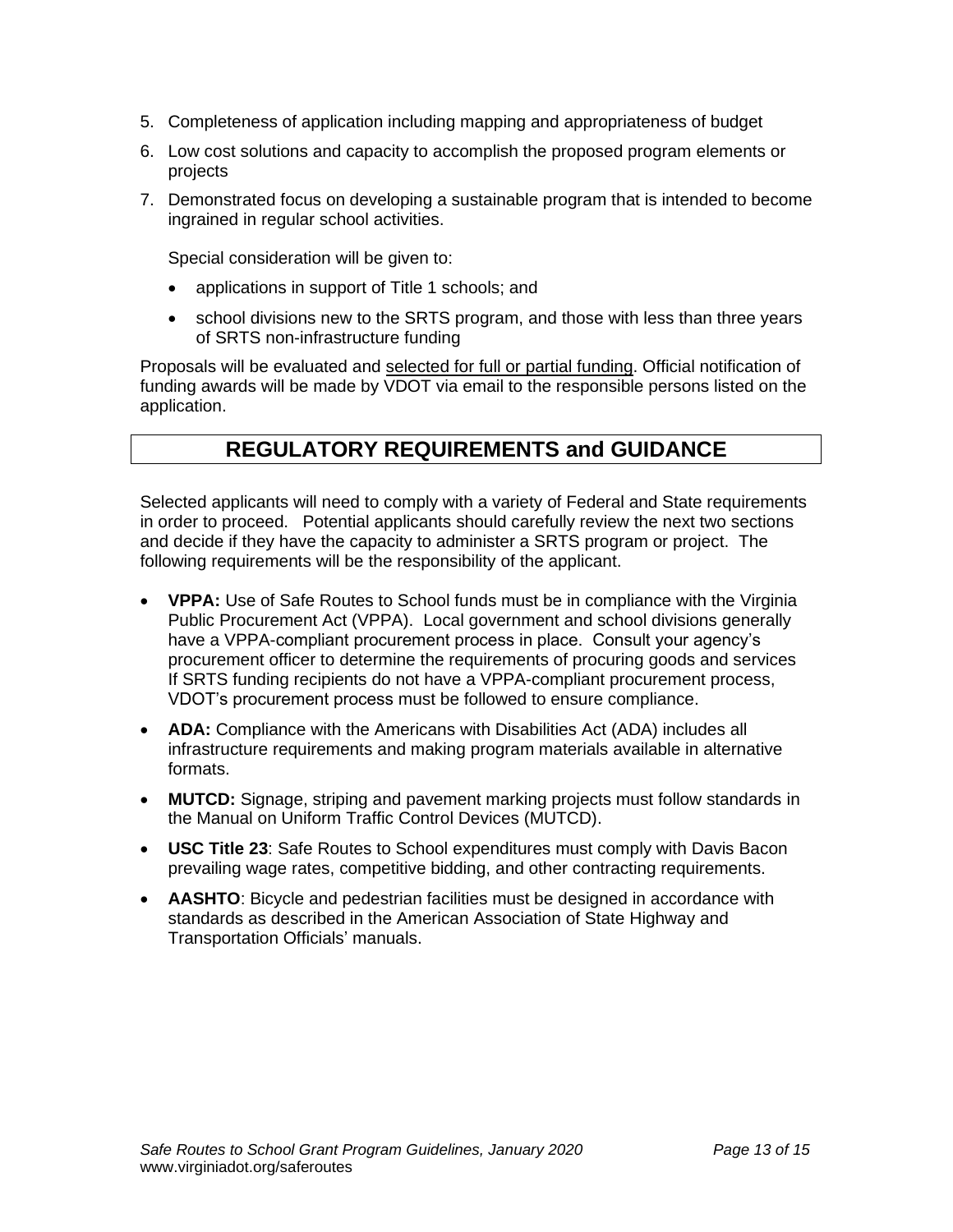5. Completeness of application including mapping and appropriateness of budget
6. Low cost solutions and capacity to accomplish the proposed program elements or projects
7. Demonstrated focus on developing a sustainable program that is intended to become ingrained in regular school activities.

   Special consideration will be given to:

   - applications in support of Title 1 schools; and
   - school divisions new to the SRTS program, and those with less than three years of SRTS non-infrastructure funding

Proposals will be evaluated and selected for full or partial funding. Official notification of funding awards will be made by VDOT via email to the responsible persons listed on the application.

## REGULATORY REQUIREMENTS and GUIDANCE

Selected applicants will need to comply with a variety of Federal and State requirements in order to proceed. Potential applicants should carefully review the next two sections and decide if they have the capacity to administer a SRTS program or project. The following requirements will be the responsibility of the applicant.

- **VPPA:** Use of Safe Routes to School funds must be in compliance with the Virginia Public Procurement Act (VPPA). Local government and school divisions generally have a VPPA-compliant procurement process in place. Consult your agency's procurement officer to determine the requirements of procuring goods and services If SRTS funding recipients do not have a VPPA-compliant procurement process, VDOT's procurement process must be followed to ensure compliance.
- **ADA:** Compliance with the Americans with Disabilities Act (ADA) includes all infrastructure requirements and making program materials available in alternative formats.
- **MUTCD:** Signage, striping and pavement marking projects must follow standards in the Manual on Uniform Traffic Control Devices (MUTCD).
- **USC Title 23**: Safe Routes to School expenditures must comply with Davis Bacon prevailing wage rates, competitive bidding, and other contracting requirements.
- **AASHTO**: Bicycle and pedestrian facilities must be designed in accordance with standards as described in the American Association of State Highway and Transportation Officials' manuals.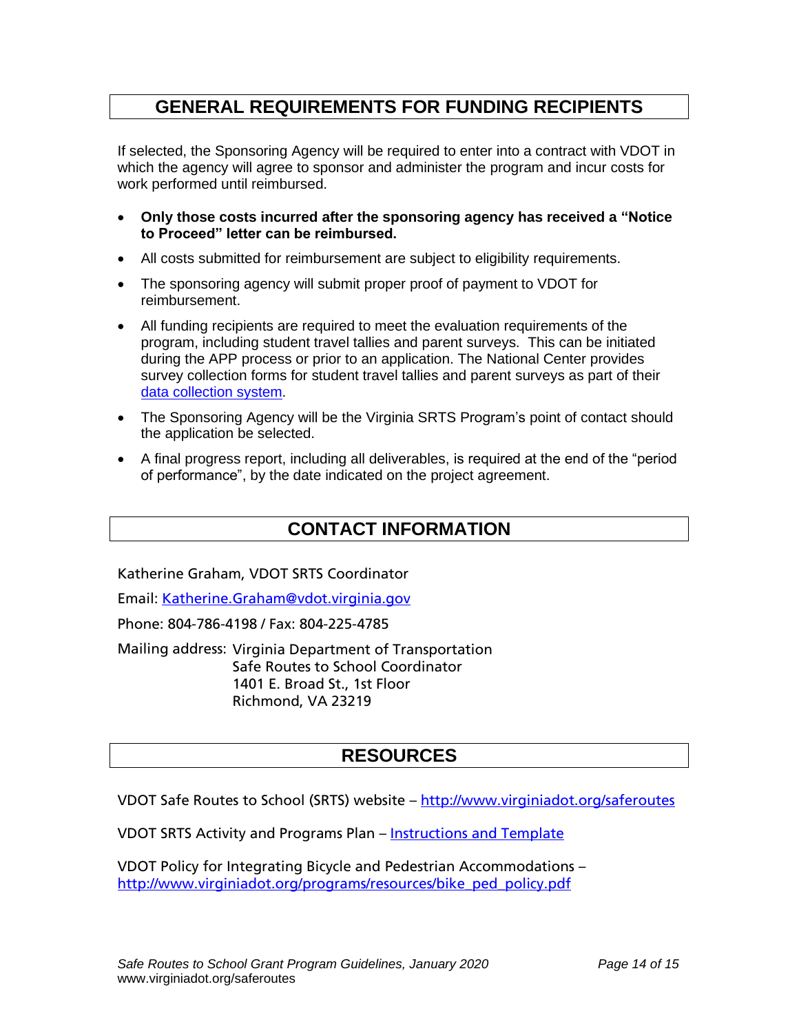## GENERAL REQUIREMENTS FOR FUNDING RECIPIENTS

If selected, the Sponsoring Agency will be required to enter into a contract with VDOT in which the agency will agree to sponsor and administer the program and incur costs for work performed until reimbursed.

- **Only those costs incurred after the sponsoring agency has received a "Notice to Proceed" letter can be reimbursed.**
- All costs submitted for reimbursement are subject to eligibility requirements.
- The sponsoring agency will submit proper proof of payment to VDOT for reimbursement.
- All funding recipients are required to meet the evaluation requirements of the program, including student travel tallies and parent surveys. This can be initiated during the APP process or prior to an application. The National Center provides survey collection forms for student travel tallies and parent surveys as part of their data collection system.
- The Sponsoring Agency will be the Virginia SRTS Program's point of contact should the application be selected.
- A final progress report, including all deliverables, is required at the end of the "period of performance", by the date indicated on the project agreement.

## CONTACT INFORMATION

Katherine Graham, VDOT SRTS Coordinator

Email: Katherine.Graham@vdot.virginia.gov

Phone: 804-786-4198 / Fax: 804-225-4785

Mailing address: Virginia Department of Transportation
Safe Routes to School Coordinator
1401 E. Broad St., 1st Floor
Richmond, VA 23219

## RESOURCES

VDOT Safe Routes to School (SRTS) website – http://www.virginiadot.org/saferoutes

VDOT SRTS Activity and Programs Plan – Instructions and Template

VDOT Policy for Integrating Bicycle and Pedestrian Accommodations – http://www.virginiadot.org/programs/resources/bike_ped_policy.pdf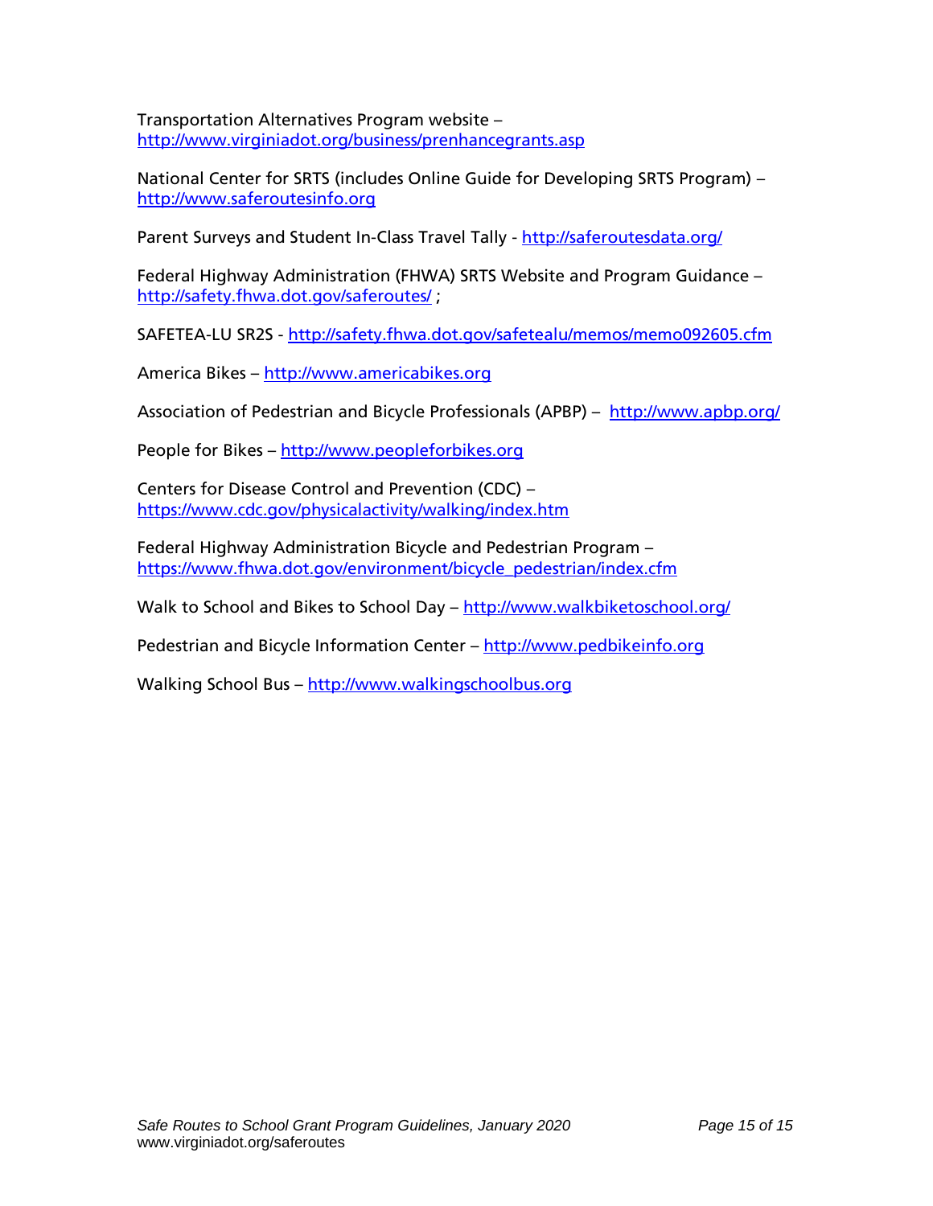Transportation Alternatives Program website – http://www.virginiadot.org/business/prenhancegrants.asp

National Center for SRTS (includes Online Guide for Developing SRTS Program) – http://www.saferoutesinfo.org

Parent Surveys and Student In-Class Travel Tally - http://saferoutesdata.org/

Federal Highway Administration (FHWA) SRTS Website and Program Guidance – http://safety.fhwa.dot.gov/saferoutes/ ;

SAFETEA-LU SR2S - http://safety.fhwa.dot.gov/safetealu/memos/memo092605.cfm

America Bikes – http://www.americabikes.org

Association of Pedestrian and Bicycle Professionals (APBP) – http://www.apbp.org/

People for Bikes – http://www.peopleforbikes.org

Centers for Disease Control and Prevention (CDC) – https://www.cdc.gov/physicalactivity/walking/index.htm

Federal Highway Administration Bicycle and Pedestrian Program – https://www.fhwa.dot.gov/environment/bicycle_pedestrian/index.cfm

Walk to School and Bikes to School Day – http://www.walkbiketoschool.org/

Pedestrian and Bicycle Information Center – http://www.pedbikeinfo.org

Walking School Bus – http://www.walkingschoolbus.org